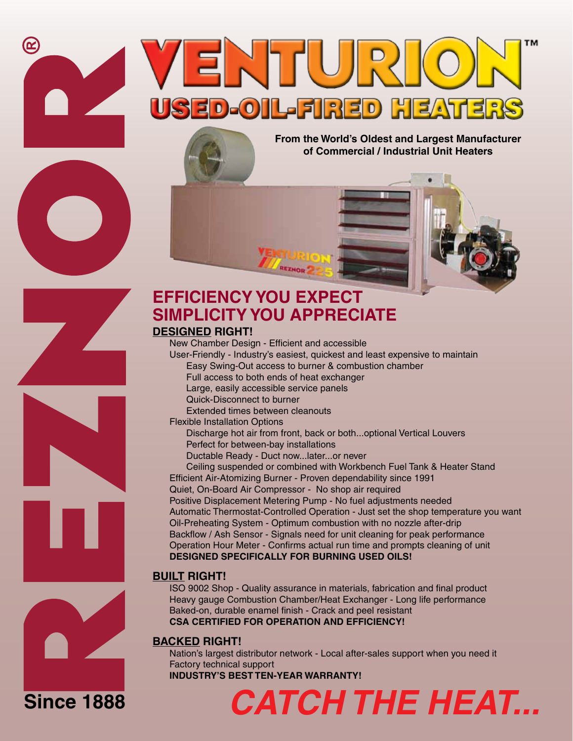# VENTURION™

## USED-OIL-FIRED HEATERS

**From the World's Oldest and Largest Manufacturer of Commercial / Industrial Unit Heaters**

REZNOR®

Since 1888

## EFFICIENCY YOU EXPECT SIMPLICITY YOU APPRECIATE

### DESIGNED RIGHT!

- New Chamber Design - Efficient and accessible
- User-Friendly - Industry's easiest, quickest and least expensive to maintain
  - Easy Swing-Out access to burner & combustion chamber
  - Full access to both ends of heat exchanger
  - Large, easily accessible service panels
  - Quick-Disconnect to burner
  - Extended times between cleanouts
- Flexible Installation Options
  - Discharge hot air from front, back or both...optional Vertical Louvers
  - Perfect for between-bay installations
  - Ductable Ready - Duct now...later...or never
  - Ceiling suspended or combined with Workbench Fuel Tank & Heater Stand
- Efficient Air-Atomizing Burner - Proven dependability since 1991
- Quiet, On-Board Air Compressor - No shop air required
- Positive Displacement Metering Pump - No fuel adjustments needed
- Automatic Thermostat-Controlled Operation - Just set the shop temperature you want
- Oil-Preheating System - Optimum combustion with no nozzle after-drip
- Backflow / Ash Sensor - Signals need for unit cleaning for peak performance
- Operation Hour Meter - Confirms actual run time and prompts cleaning of unit

**DESIGNED SPECIFICALLY FOR BURNING USED OILS!**

### BUILT RIGHT!

- ISO 9002 Shop - Quality assurance in materials, fabrication and final product
- Heavy gauge Combustion Chamber/Heat Exchanger - Long life performance
- Baked-on, durable enamel finish - Crack and peel resistant

**CSA CERTIFIED FOR OPERATION AND EFFICIENCY!**

### BACKED RIGHT!

- Nation's largest distributor network - Local after-sales support when you need it
- Factory technical support

**INDUSTRY'S BEST TEN-YEAR WARRANTY!**

***CATCH THE HEAT...***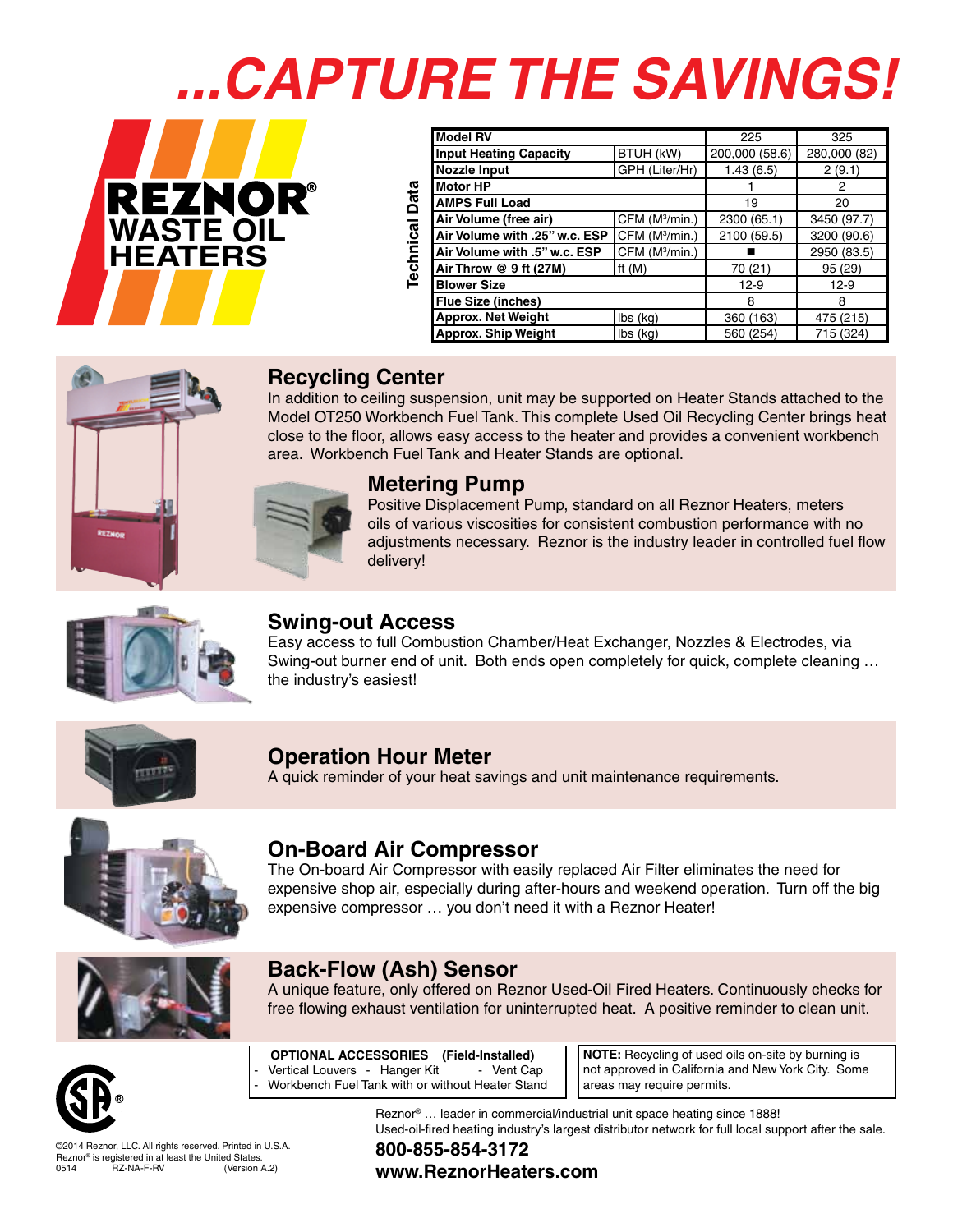# ...CAPTURE THE SAVINGS!

REZNOR® WASTE OIL HEATERS

**Technical Data**

| Model RV | | 225 | 325 |
|---|---|---|---|
| Input Heating Capacity | BTUH (kW) | 200,000 (58.6) | 280,000 (82) |
| Nozzle Input | GPH (Liter/Hr) | 1.43 (6.5) | 2 (9.1) |
| Motor HP | | 1 | 2 |
| AMPS Full Load | | 19 | 20 |
| Air Volume (free air) | CFM ($M^3$/min.) | 2300 (65.1) | 3450 (97.7) |
| Air Volume with .25" w.c. ESP | CFM ($M^3$/min.) | 2100 (59.5) | 3200 (90.6) |
| Air Volume with .5" w.c. ESP | CFM ($M^3$/min.) | ■ | 2950 (83.5) |
| Air Throw @ 9 ft (27M) | ft (M) | 70 (21) | 95 (29) |
| Blower Size | | 12-9 | 12-9 |
| Flue Size (inches) | | 8 | 8 |
| Approx. Net Weight | lbs (kg) | 360 (163) | 475 (215) |
| Approx. Ship Weight | lbs (kg) | 560 (254) | 715 (324) |

## Recycling Center

In addition to ceiling suspension, unit may be supported on Heater Stands attached to the Model OT250 Workbench Fuel Tank. This complete Used Oil Recycling Center brings heat close to the floor, allows easy access to the heater and provides a convenient workbench area. Workbench Fuel Tank and Heater Stands are optional.

## Metering Pump

Positive Displacement Pump, standard on all Reznor Heaters, meters oils of various viscosities for consistent combustion performance with no adjustments necessary. Reznor is the industry leader in controlled fuel flow delivery!

## Swing-out Access

Easy access to full Combustion Chamber/Heat Exchanger, Nozzles & Electrodes, via Swing-out burner end of unit. Both ends open completely for quick, complete cleaning … the industry's easiest!

## Operation Hour Meter

A quick reminder of your heat savings and unit maintenance requirements.

## On-Board Air Compressor

The On-board Air Compressor with easily replaced Air Filter eliminates the need for expensive shop air, especially during after-hours and weekend operation. Turn off the big expensive compressor … you don't need it with a Reznor Heater!

## Back-Flow (Ash) Sensor

A unique feature, only offered on Reznor Used-Oil Fired Heaters. Continuously checks for free flowing exhaust ventilation for uninterrupted heat. A positive reminder to clean unit.

**OPTIONAL ACCESSORIES (Field-Installed)**

- Vertical Louvers - Hanger Kit - Vent Cap
- Workbench Fuel Tank with or without Heater Stand

**NOTE:** Recycling of used oils on-site by burning is not approved in California and New York City. Some areas may require permits.

Reznor® … leader in commercial/industrial unit space heating since 1888!
Used-oil-fired heating industry's largest distributor network for full local support after the sale.

**800-855-854-3172**
**www.ReznorHeaters.com**

©2014 Reznor, LLC. All rights reserved. Printed in U.S.A.
Reznor® is registered in at least the United States.
0514 RZ-NA-F-RV (Version A.2)